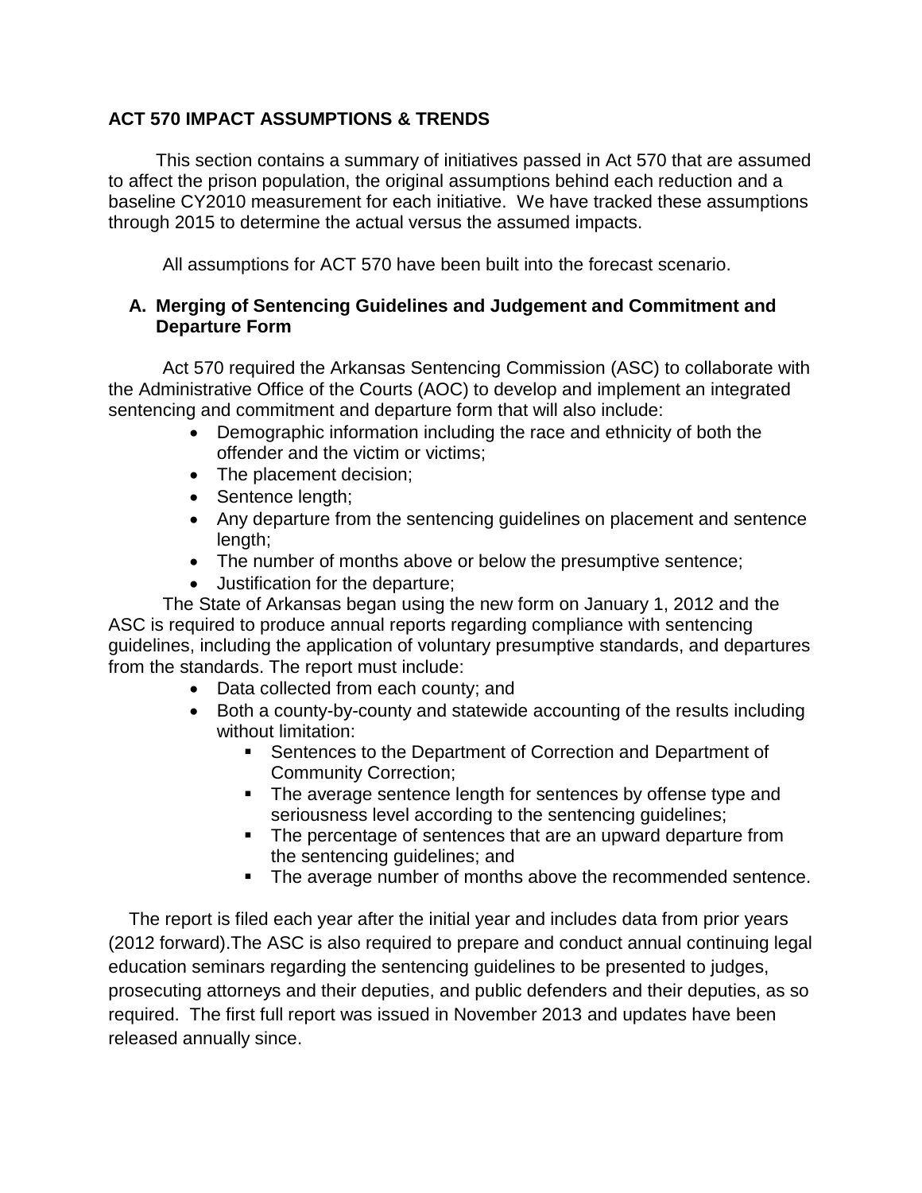## ACT 570 IMPACT ASSUMPTIONS & TRENDS

This section contains a summary of initiatives passed in Act 570 that are assumed to affect the prison population, the original assumptions behind each reduction and a baseline CY2010 measurement for each initiative. We have tracked these assumptions through 2015 to determine the actual versus the assumed impacts.

All assumptions for ACT 570 have been built into the forecast scenario.

### A. Merging of Sentencing Guidelines and Judgement and Commitment and Departure Form

Act 570 required the Arkansas Sentencing Commission (ASC) to collaborate with the Administrative Office of the Courts (AOC) to develop and implement an integrated sentencing and commitment and departure form that will also include:

- Demographic information including the race and ethnicity of both the offender and the victim or victims;
- The placement decision;
- Sentence length;
- Any departure from the sentencing guidelines on placement and sentence length;
- The number of months above or below the presumptive sentence;
- Justification for the departure;

The State of Arkansas began using the new form on January 1, 2012 and the ASC is required to produce annual reports regarding compliance with sentencing guidelines, including the application of voluntary presumptive standards, and departures from the standards. The report must include:

- Data collected from each county; and
- Both a county-by-county and statewide accounting of the results including without limitation:
  - Sentences to the Department of Correction and Department of Community Correction;
  - The average sentence length for sentences by offense type and seriousness level according to the sentencing guidelines;
  - The percentage of sentences that are an upward departure from the sentencing guidelines; and
  - The average number of months above the recommended sentence.

The report is filed each year after the initial year and includes data from prior years (2012 forward).The ASC is also required to prepare and conduct annual continuing legal education seminars regarding the sentencing guidelines to be presented to judges, prosecuting attorneys and their deputies, and public defenders and their deputies, as so required. The first full report was issued in November 2013 and updates have been released annually since.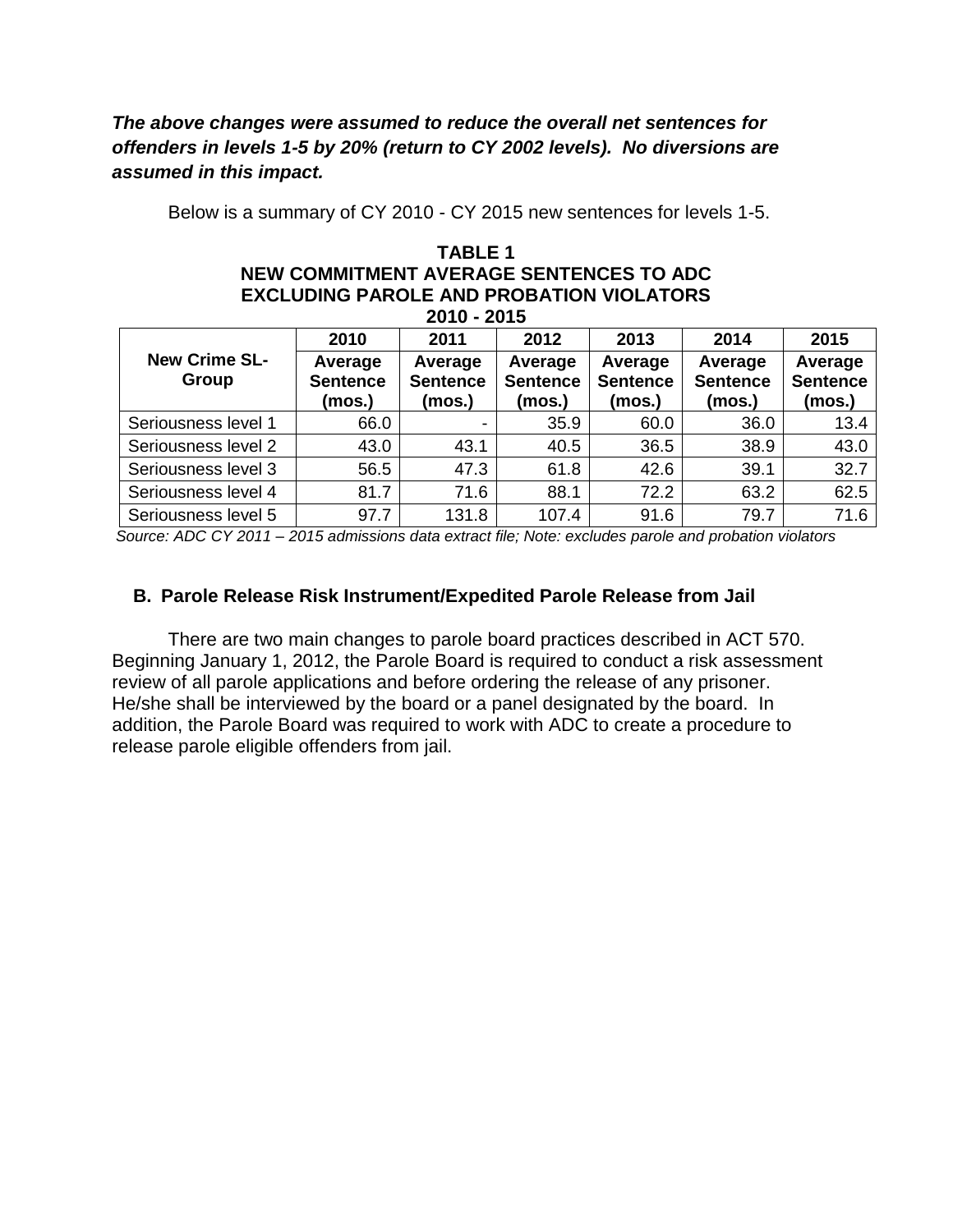***The above changes were assumed to reduce the overall net sentences for offenders in levels 1-5 by 20% (return to CY 2002 levels). No diversions are assumed in this impact.***

Below is a summary of CY 2010 - CY 2015 new sentences for levels 1-5.

**TABLE 1**
**NEW COMMITMENT AVERAGE SENTENCES TO ADC**
**EXCLUDING PAROLE AND PROBATION VIOLATORS**
**2010 - 2015**

| New Crime SL-Group | 2010 Average Sentence (mos.) | 2011 Average Sentence (mos.) | 2012 Average Sentence (mos.) | 2013 Average Sentence (mos.) | 2014 Average Sentence (mos.) | 2015 Average Sentence (mos.) |
|---|---|---|---|---|---|---|
| Seriousness level 1 | 66.0 | - | 35.9 | 60.0 | 36.0 | 13.4 |
| Seriousness level 2 | 43.0 | 43.1 | 40.5 | 36.5 | 38.9 | 43.0 |
| Seriousness level 3 | 56.5 | 47.3 | 61.8 | 42.6 | 39.1 | 32.7 |
| Seriousness level 4 | 81.7 | 71.6 | 88.1 | 72.2 | 63.2 | 62.5 |
| Seriousness level 5 | 97.7 | 131.8 | 107.4 | 91.6 | 79.7 | 71.6 |

*Source: ADC CY 2011 – 2015 admissions data extract file; Note: excludes parole and probation violators*

## B. Parole Release Risk Instrument/Expedited Parole Release from Jail

There are two main changes to parole board practices described in ACT 570. Beginning January 1, 2012, the Parole Board is required to conduct a risk assessment review of all parole applications and before ordering the release of any prisoner. He/she shall be interviewed by the board or a panel designated by the board. In addition, the Parole Board was required to work with ADC to create a procedure to release parole eligible offenders from jail.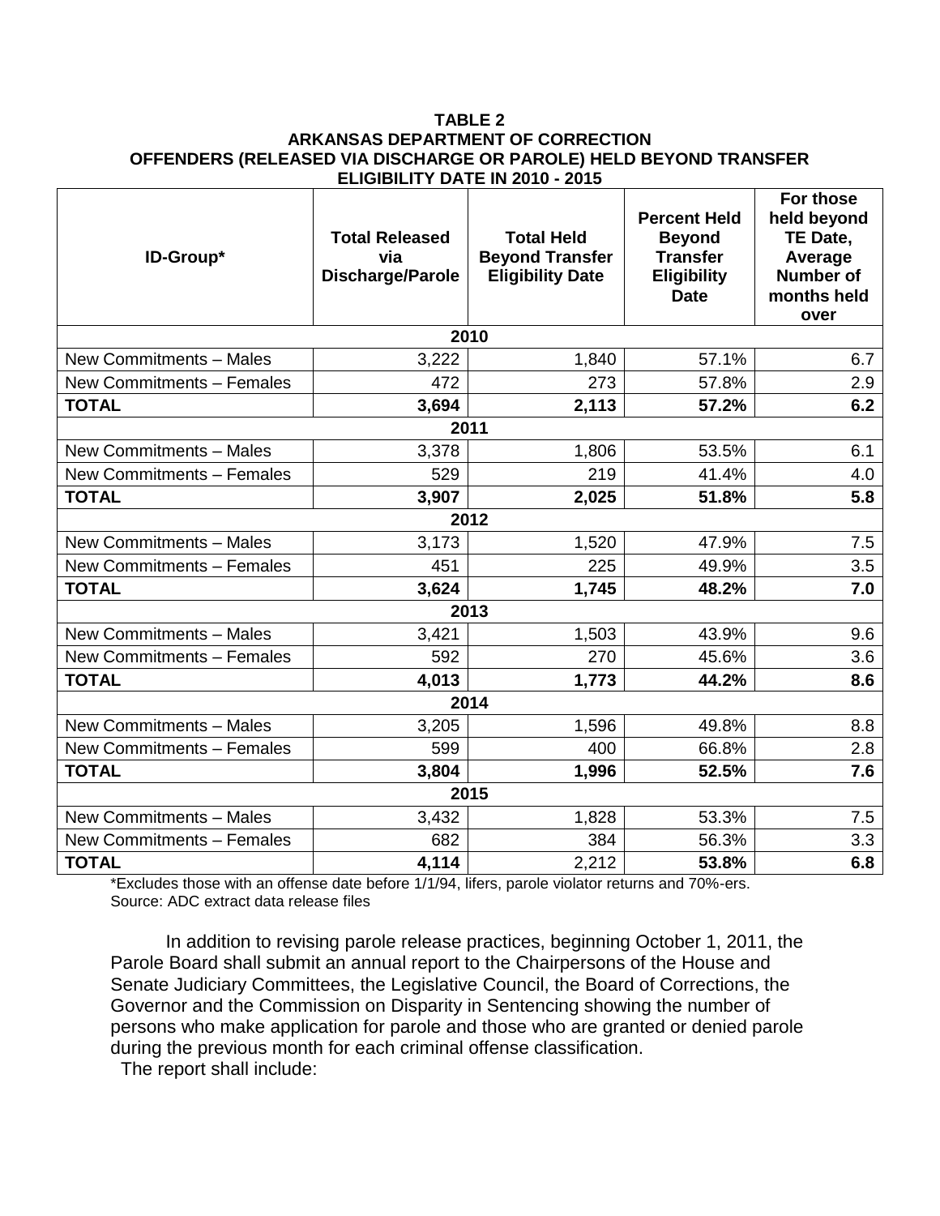**TABLE 2**
**ARKANSAS DEPARTMENT OF CORRECTION**
**OFFENDERS (RELEASED VIA DISCHARGE OR PAROLE) HELD BEYOND TRANSFER ELIGIBILITY DATE IN 2010 - 2015**

| ID-Group* | Total Released via Discharge/Parole | Total Held Beyond Transfer Eligibility Date | Percent Held Beyond Transfer Eligibility Date | For those held beyond TE Date, Average Number of months held over |
|---|---|---|---|---|
| **2010** | | | | |
| New Commitments – Males | 3,222 | 1,840 | 57.1% | 6.7 |
| New Commitments – Females | 472 | 273 | 57.8% | 2.9 |
| **TOTAL** | **3,694** | **2,113** | **57.2%** | **6.2** |
| **2011** | | | | |
| New Commitments – Males | 3,378 | 1,806 | 53.5% | 6.1 |
| New Commitments – Females | 529 | 219 | 41.4% | 4.0 |
| **TOTAL** | **3,907** | **2,025** | **51.8%** | **5.8** |
| **2012** | | | | |
| New Commitments – Males | 3,173 | 1,520 | 47.9% | 7.5 |
| New Commitments – Females | 451 | 225 | 49.9% | 3.5 |
| **TOTAL** | **3,624** | **1,745** | **48.2%** | **7.0** |
| **2013** | | | | |
| New Commitments – Males | 3,421 | 1,503 | 43.9% | 9.6 |
| New Commitments – Females | 592 | 270 | 45.6% | 3.6 |
| **TOTAL** | **4,013** | **1,773** | **44.2%** | **8.6** |
| **2014** | | | | |
| New Commitments – Males | 3,205 | 1,596 | 49.8% | 8.8 |
| New Commitments – Females | 599 | 400 | 66.8% | 2.8 |
| **TOTAL** | **3,804** | **1,996** | **52.5%** | **7.6** |
| **2015** | | | | |
| New Commitments – Males | 3,432 | 1,828 | 53.3% | 7.5 |
| New Commitments – Females | 682 | 384 | 56.3% | 3.3 |
| **TOTAL** | **4,114** | 2,212 | **53.8%** | **6.8** |

*Excludes those with an offense date before 1/1/94, lifers, parole violator returns and 70%-ers.
Source: ADC extract data release files

In addition to revising parole release practices, beginning October 1, 2011, the Parole Board shall submit an annual report to the Chairpersons of the House and Senate Judiciary Committees, the Legislative Council, the Board of Corrections, the Governor and the Commission on Disparity in Sentencing showing the number of persons who make application for parole and those who are granted or denied parole during the previous month for each criminal offense classification.

The report shall include: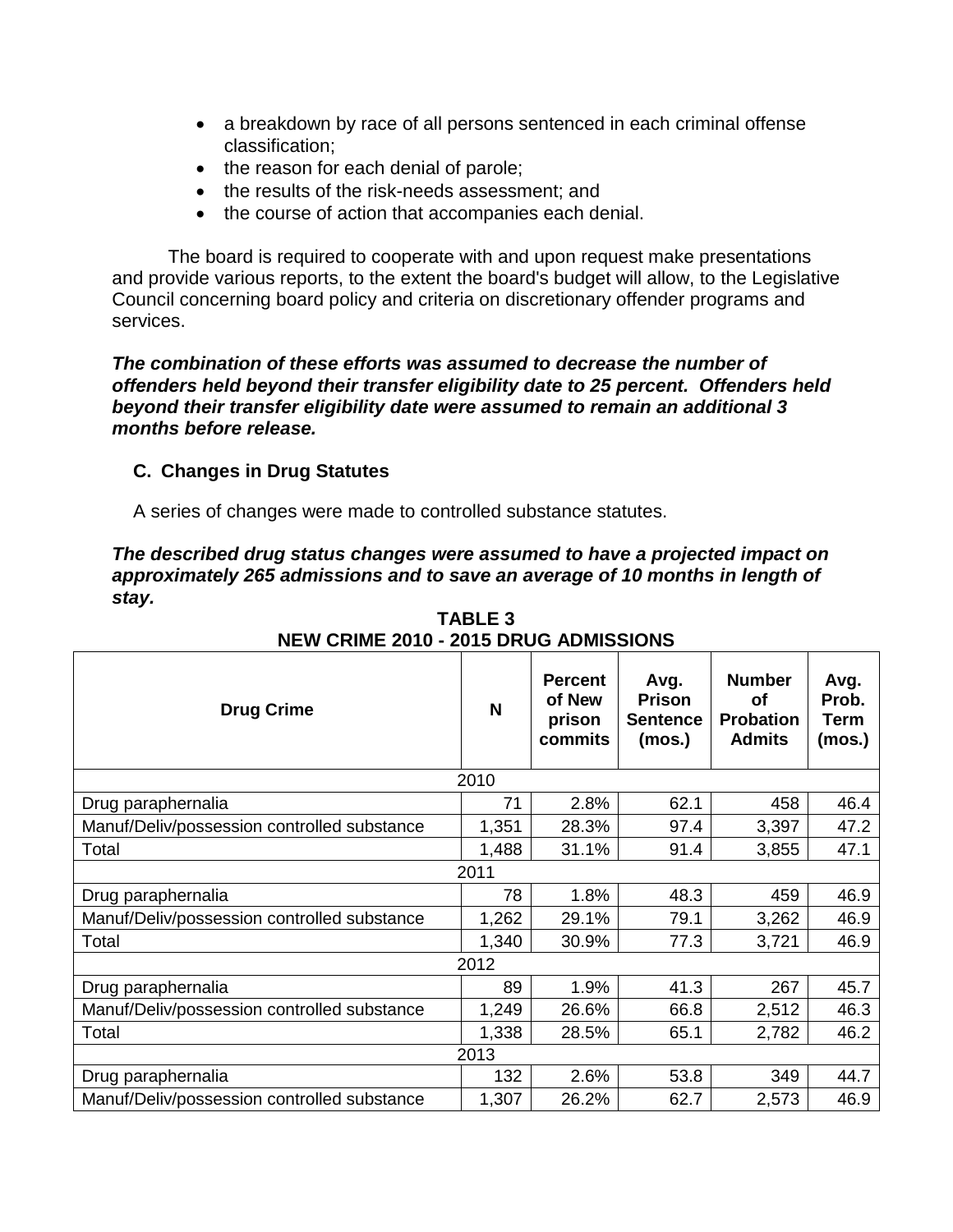- a breakdown by race of all persons sentenced in each criminal offense classification;
- the reason for each denial of parole;
- the results of the risk-needs assessment; and
- the course of action that accompanies each denial.

The board is required to cooperate with and upon request make presentations and provide various reports, to the extent the board's budget will allow, to the Legislative Council concerning board policy and criteria on discretionary offender programs and services.

***The combination of these efforts was assumed to decrease the number of offenders held beyond their transfer eligibility date to 25 percent. Offenders held beyond their transfer eligibility date were assumed to remain an additional 3 months before release.***

### C. Changes in Drug Statutes

A series of changes were made to controlled substance statutes.

***The described drug status changes were assumed to have a projected impact on approximately 265 admissions and to save an average of 10 months in length of stay.***

**TABLE 3**
**NEW CRIME 2010 - 2015 DRUG ADMISSIONS**

| Drug Crime | N | Percent of New prison commits | Avg. Prison Sentence (mos.) | Number of Probation Admits | Avg. Prob. Term (mos.) |
|---|---|---|---|---|---|
| 2010 | | | | | |
| Drug paraphernalia | 71 | 2.8% | 62.1 | 458 | 46.4 |
| Manuf/Deliv/possession controlled substance | 1,351 | 28.3% | 97.4 | 3,397 | 47.2 |
| Total | 1,488 | 31.1% | 91.4 | 3,855 | 47.1 |
| 2011 | | | | | |
| Drug paraphernalia | 78 | 1.8% | 48.3 | 459 | 46.9 |
| Manuf/Deliv/possession controlled substance | 1,262 | 29.1% | 79.1 | 3,262 | 46.9 |
| Total | 1,340 | 30.9% | 77.3 | 3,721 | 46.9 |
| 2012 | | | | | |
| Drug paraphernalia | 89 | 1.9% | 41.3 | 267 | 45.7 |
| Manuf/Deliv/possession controlled substance | 1,249 | 26.6% | 66.8 | 2,512 | 46.3 |
| Total | 1,338 | 28.5% | 65.1 | 2,782 | 46.2 |
| 2013 | | | | | |
| Drug paraphernalia | 132 | 2.6% | 53.8 | 349 | 44.7 |
| Manuf/Deliv/possession controlled substance | 1,307 | 26.2% | 62.7 | 2,573 | 46.9 |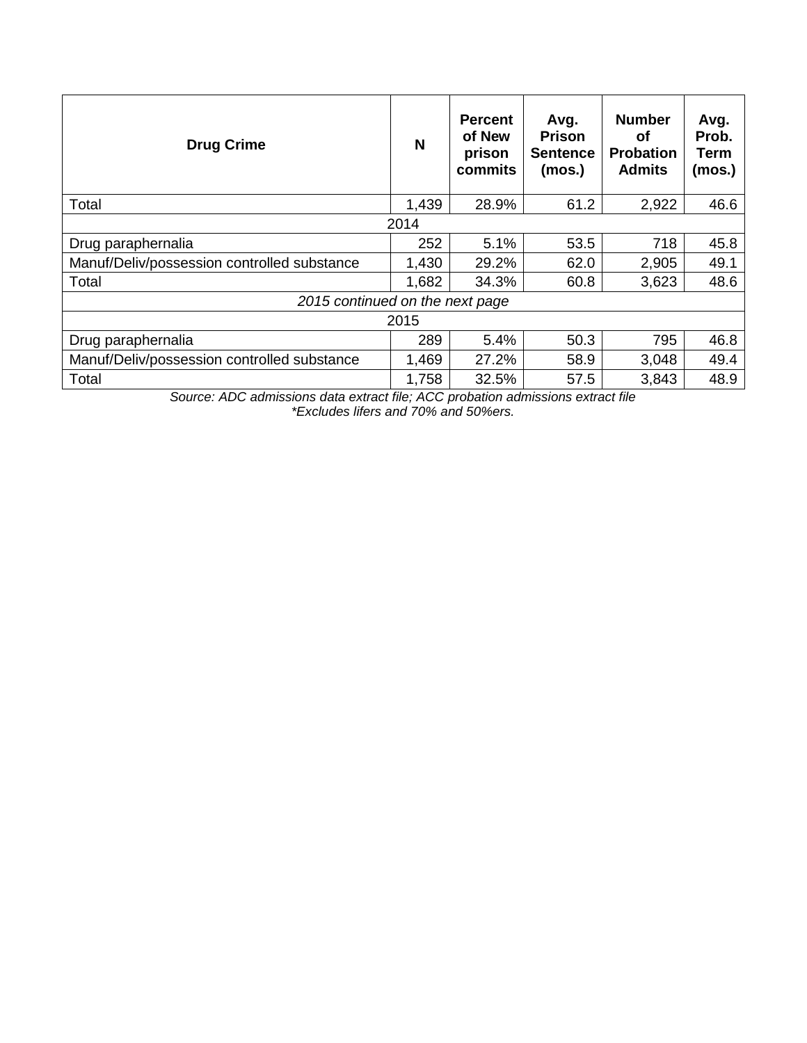| Drug Crime | N | Percent of New prison commits | Avg. Prison Sentence (mos.) | Number of Probation Admits | Avg. Prob. Term (mos.) |
|---|---|---|---|---|---|
| Total | 1,439 | 28.9% | 61.2 | 2,922 | 46.6 |
| 2014 | | | | | |
| Drug paraphernalia | 252 | 5.1% | 53.5 | 718 | 45.8 |
| Manuf/Deliv/possession controlled substance | 1,430 | 29.2% | 62.0 | 2,905 | 49.1 |
| Total | 1,682 | 34.3% | 60.8 | 3,623 | 48.6 |
| *2015 continued on the next page* | | | | | |
| 2015 | | | | | |
| Drug paraphernalia | 289 | 5.4% | 50.3 | 795 | 46.8 |
| Manuf/Deliv/possession controlled substance | 1,469 | 27.2% | 58.9 | 3,048 | 49.4 |
| Total | 1,758 | 32.5% | 57.5 | 3,843 | 48.9 |

*Source: ADC admissions data extract file; ACC probation admissions extract file*
*\*Excludes lifers and 70% and 50%ers.*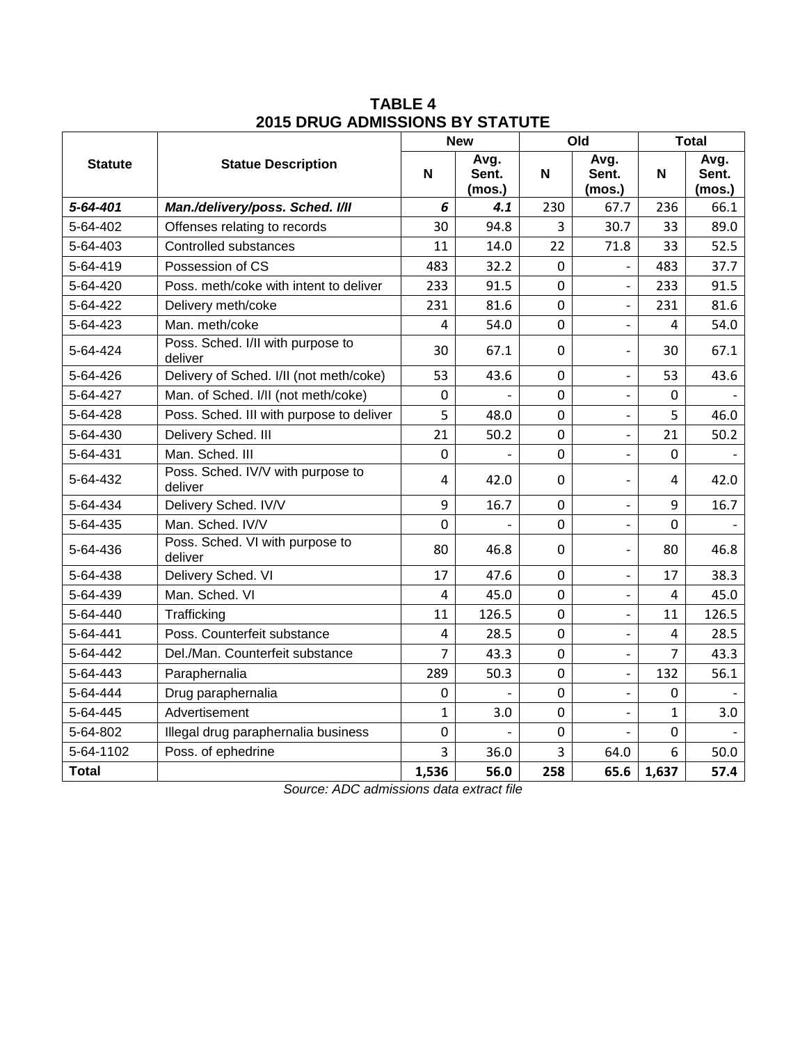**TABLE 4**
**2015 DRUG ADMISSIONS BY STATUTE**

| Statute | Statue Description | New | | Old | | Total | |
|---|---|---|---|---|---|---|---|
| | | N | Avg. Sent. (mos.) | N | Avg. Sent. (mos.) | N | Avg. Sent. (mos.) |
| ***5-64-401*** | ***Man./delivery/poss. Sched. I/II*** | ***6*** | ***4.1*** | 230 | 67.7 | 236 | 66.1 |
| 5-64-402 | Offenses relating to records | 30 | 94.8 | 3 | 30.7 | 33 | 89.0 |
| 5-64-403 | Controlled substances | 11 | 14.0 | 22 | 71.8 | 33 | 52.5 |
| 5-64-419 | Possession of CS | 483 | 32.2 | 0 | - | 483 | 37.7 |
| 5-64-420 | Poss. meth/coke with intent to deliver | 233 | 91.5 | 0 | - | 233 | 91.5 |
| 5-64-422 | Delivery meth/coke | 231 | 81.6 | 0 | - | 231 | 81.6 |
| 5-64-423 | Man. meth/coke | 4 | 54.0 | 0 | - | 4 | 54.0 |
| 5-64-424 | Poss. Sched. I/II with purpose to deliver | 30 | 67.1 | 0 | - | 30 | 67.1 |
| 5-64-426 | Delivery of Sched. I/II (not meth/coke) | 53 | 43.6 | 0 | - | 53 | 43.6 |
| 5-64-427 | Man. of Sched. I/II (not meth/coke) | 0 | - | 0 | - | 0 | - |
| 5-64-428 | Poss. Sched. III with purpose to deliver | 5 | 48.0 | 0 | - | 5 | 46.0 |
| 5-64-430 | Delivery Sched. III | 21 | 50.2 | 0 | - | 21 | 50.2 |
| 5-64-431 | Man. Sched. III | 0 | - | 0 | - | 0 | - |
| 5-64-432 | Poss. Sched. IV/V with purpose to deliver | 4 | 42.0 | 0 | - | 4 | 42.0 |
| 5-64-434 | Delivery Sched. IV/V | 9 | 16.7 | 0 | - | 9 | 16.7 |
| 5-64-435 | Man. Sched. IV/V | 0 | - | 0 | - | 0 | - |
| 5-64-436 | Poss. Sched. VI with purpose to deliver | 80 | 46.8 | 0 | - | 80 | 46.8 |
| 5-64-438 | Delivery Sched. VI | 17 | 47.6 | 0 | - | 17 | 38.3 |
| 5-64-439 | Man. Sched. VI | 4 | 45.0 | 0 | - | 4 | 45.0 |
| 5-64-440 | Trafficking | 11 | 126.5 | 0 | - | 11 | 126.5 |
| 5-64-441 | Poss. Counterfeit substance | 4 | 28.5 | 0 | - | 4 | 28.5 |
| 5-64-442 | Del./Man. Counterfeit substance | 7 | 43.3 | 0 | - | 7 | 43.3 |
| 5-64-443 | Paraphernalia | 289 | 50.3 | 0 | - | 132 | 56.1 |
| 5-64-444 | Drug paraphernalia | 0 | - | 0 | - | 0 | - |
| 5-64-445 | Advertisement | 1 | 3.0 | 0 | - | 1 | 3.0 |
| 5-64-802 | Illegal drug paraphernalia business | 0 | - | 0 | - | 0 | - |
| 5-64-1102 | Poss. of ephedrine | 3 | 36.0 | 3 | 64.0 | 6 | 50.0 |
| **Total** | | **1,536** | **56.0** | **258** | **65.6** | **1,637** | **57.4** |

*Source: ADC admissions data extract file*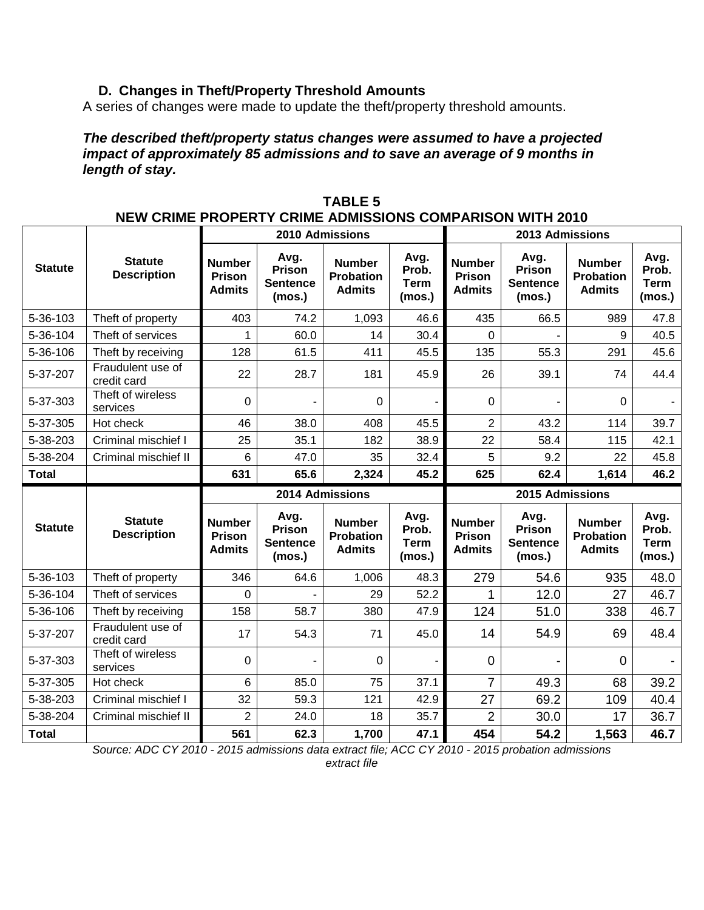### D. Changes in Theft/Property Threshold Amounts

A series of changes were made to update the theft/property threshold amounts.

***The described theft/property status changes were assumed to have a projected impact of approximately 85 admissions and to save an average of 9 months in length of stay.***

**TABLE 5**
**NEW CRIME PROPERTY CRIME ADMISSIONS COMPARISON WITH 2010**

| Statute | Statute Description | 2010 Admissions | | | | 2013 Admissions | | | |
|---|---|---|---|---|---|---|---|---|---|
| | | Number Prison Admits | Avg. Prison Sentence (mos.) | Number Probation Admits | Avg. Prob. Term (mos.) | Number Prison Admits | Avg. Prison Sentence (mos.) | Number Probation Admits | Avg. Prob. Term (mos.) |
| 5-36-103 | Theft of property | 403 | 74.2 | 1,093 | 46.6 | 435 | 66.5 | 989 | 47.8 |
| 5-36-104 | Theft of services | 1 | 60.0 | 14 | 30.4 | 0 | - | 9 | 40.5 |
| 5-36-106 | Theft by receiving | 128 | 61.5 | 411 | 45.5 | 135 | 55.3 | 291 | 45.6 |
| 5-37-207 | Fraudulent use of credit card | 22 | 28.7 | 181 | 45.9 | 26 | 39.1 | 74 | 44.4 |
| 5-37-303 | Theft of wireless services | 0 | - | 0 | - | 0 | - | 0 | - |
| 5-37-305 | Hot check | 46 | 38.0 | 408 | 45.5 | 2 | 43.2 | 114 | 39.7 |
| 5-38-203 | Criminal mischief I | 25 | 35.1 | 182 | 38.9 | 22 | 58.4 | 115 | 42.1 |
| 5-38-204 | Criminal mischief II | 6 | 47.0 | 35 | 32.4 | 5 | 9.2 | 22 | 45.8 |
| **Total** | | **631** | **65.6** | **2,324** | **45.2** | **625** | **62.4** | **1,614** | **46.2** |
| **Statute** | **Statute Description** | **2014 Admissions** | | | | **2015 Admissions** | | | |
| | | **Number Prison Admits** | **Avg. Prison Sentence (mos.)** | **Number Probation Admits** | **Avg. Prob. Term (mos.)** | **Number Prison Admits** | **Avg. Prison Sentence (mos.)** | **Number Probation Admits** | **Avg. Prob. Term (mos.)** |
| 5-36-103 | Theft of property | 346 | 64.6 | 1,006 | 48.3 | 279 | 54.6 | 935 | 48.0 |
| 5-36-104 | Theft of services | 0 | - | 29 | 52.2 | 1 | 12.0 | 27 | 46.7 |
| 5-36-106 | Theft by receiving | 158 | 58.7 | 380 | 47.9 | 124 | 51.0 | 338 | 46.7 |
| 5-37-207 | Fraudulent use of credit card | 17 | 54.3 | 71 | 45.0 | 14 | 54.9 | 69 | 48.4 |
| 5-37-303 | Theft of wireless services | 0 | - | 0 | - | 0 | - | 0 | - |
| 5-37-305 | Hot check | 6 | 85.0 | 75 | 37.1 | 7 | 49.3 | 68 | 39.2 |
| 5-38-203 | Criminal mischief I | 32 | 59.3 | 121 | 42.9 | 27 | 69.2 | 109 | 40.4 |
| 5-38-204 | Criminal mischief II | 2 | 24.0 | 18 | 35.7 | 2 | 30.0 | 17 | 36.7 |
| **Total** | | **561** | **62.3** | **1,700** | **47.1** | **454** | **54.2** | **1,563** | **46.7** |

*Source: ADC CY 2010 - 2015 admissions data extract file; ACC CY 2010 - 2015 probation admissions extract file*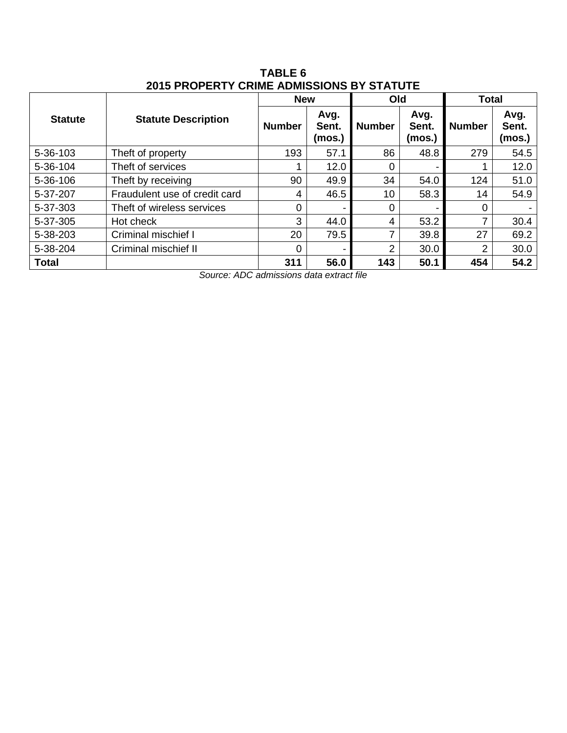**TABLE 6**
**2015 PROPERTY CRIME ADMISSIONS BY STATUTE**

| Statute | Statute Description | New | | Old | | Total | |
|---|---|---|---|---|---|---|---|
| | | Number | Avg. Sent. (mos.) | Number | Avg. Sent. (mos.) | Number | Avg. Sent. (mos.) |
| 5-36-103 | Theft of property | 193 | 57.1 | 86 | 48.8 | 279 | 54.5 |
| 5-36-104 | Theft of services | 1 | 12.0 | 0 | - | 1 | 12.0 |
| 5-36-106 | Theft by receiving | 90 | 49.9 | 34 | 54.0 | 124 | 51.0 |
| 5-37-207 | Fraudulent use of credit card | 4 | 46.5 | 10 | 58.3 | 14 | 54.9 |
| 5-37-303 | Theft of wireless services | 0 | - | 0 | - | 0 | - |
| 5-37-305 | Hot check | 3 | 44.0 | 4 | 53.2 | 7 | 30.4 |
| 5-38-203 | Criminal mischief I | 20 | 79.5 | 7 | 39.8 | 27 | 69.2 |
| 5-38-204 | Criminal mischief II | 0 | - | 2 | 30.0 | 2 | 30.0 |
| **Total** | | **311** | **56.0** | **143** | **50.1** | **454** | **54.2** |

*Source: ADC admissions data extract file*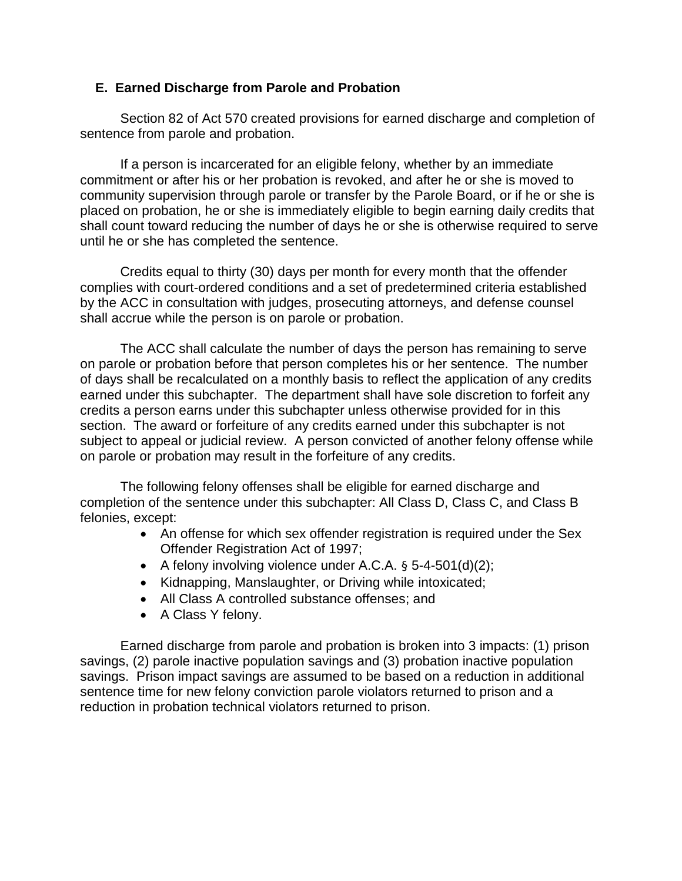### E. Earned Discharge from Parole and Probation

Section 82 of Act 570 created provisions for earned discharge and completion of sentence from parole and probation.

If a person is incarcerated for an eligible felony, whether by an immediate commitment or after his or her probation is revoked, and after he or she is moved to community supervision through parole or transfer by the Parole Board, or if he or she is placed on probation, he or she is immediately eligible to begin earning daily credits that shall count toward reducing the number of days he or she is otherwise required to serve until he or she has completed the sentence.

Credits equal to thirty (30) days per month for every month that the offender complies with court-ordered conditions and a set of predetermined criteria established by the ACC in consultation with judges, prosecuting attorneys, and defense counsel shall accrue while the person is on parole or probation.

The ACC shall calculate the number of days the person has remaining to serve on parole or probation before that person completes his or her sentence. The number of days shall be recalculated on a monthly basis to reflect the application of any credits earned under this subchapter. The department shall have sole discretion to forfeit any credits a person earns under this subchapter unless otherwise provided for in this section. The award or forfeiture of any credits earned under this subchapter is not subject to appeal or judicial review. A person convicted of another felony offense while on parole or probation may result in the forfeiture of any credits.

The following felony offenses shall be eligible for earned discharge and completion of the sentence under this subchapter: All Class D, Class C, and Class B felonies, except:

- An offense for which sex offender registration is required under the Sex Offender Registration Act of 1997;
- A felony involving violence under A.C.A. § 5-4-501(d)(2);
- Kidnapping, Manslaughter, or Driving while intoxicated;
- All Class A controlled substance offenses; and
- A Class Y felony.

Earned discharge from parole and probation is broken into 3 impacts: (1) prison savings, (2) parole inactive population savings and (3) probation inactive population savings. Prison impact savings are assumed to be based on a reduction in additional sentence time for new felony conviction parole violators returned to prison and a reduction in probation technical violators returned to prison.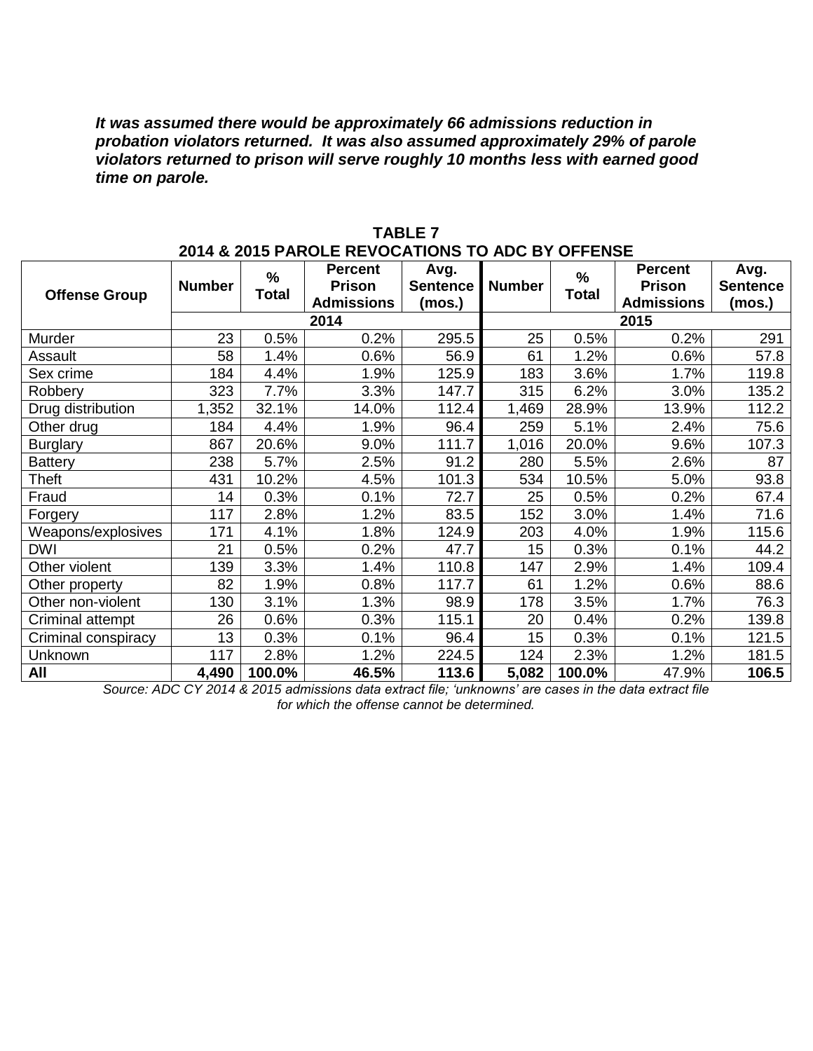***It was assumed there would be approximately 66 admissions reduction in probation violators returned. It was also assumed approximately 29% of parole violators returned to prison will serve roughly 10 months less with earned good time on parole.***

**TABLE 7**
**2014 & 2015 PAROLE REVOCATIONS TO ADC BY OFFENSE**

| Offense Group | Number | % Total | Percent Prison Admissions | Avg. Sentence (mos.) | Number | % Total | Percent Prison Admissions | Avg. Sentence (mos.) |
|---|---|---|---|---|---|---|---|---|
| | 2014 | | | | 2015 | | | |
| Murder | 23 | 0.5% | 0.2% | 295.5 | 25 | 0.5% | 0.2% | 291 |
| Assault | 58 | 1.4% | 0.6% | 56.9 | 61 | 1.2% | 0.6% | 57.8 |
| Sex crime | 184 | 4.4% | 1.9% | 125.9 | 183 | 3.6% | 1.7% | 119.8 |
| Robbery | 323 | 7.7% | 3.3% | 147.7 | 315 | 6.2% | 3.0% | 135.2 |
| Drug distribution | 1,352 | 32.1% | 14.0% | 112.4 | 1,469 | 28.9% | 13.9% | 112.2 |
| Other drug | 184 | 4.4% | 1.9% | 96.4 | 259 | 5.1% | 2.4% | 75.6 |
| Burglary | 867 | 20.6% | 9.0% | 111.7 | 1,016 | 20.0% | 9.6% | 107.3 |
| Battery | 238 | 5.7% | 2.5% | 91.2 | 280 | 5.5% | 2.6% | 87 |
| Theft | 431 | 10.2% | 4.5% | 101.3 | 534 | 10.5% | 5.0% | 93.8 |
| Fraud | 14 | 0.3% | 0.1% | 72.7 | 25 | 0.5% | 0.2% | 67.4 |
| Forgery | 117 | 2.8% | 1.2% | 83.5 | 152 | 3.0% | 1.4% | 71.6 |
| Weapons/explosives | 171 | 4.1% | 1.8% | 124.9 | 203 | 4.0% | 1.9% | 115.6 |
| DWI | 21 | 0.5% | 0.2% | 47.7 | 15 | 0.3% | 0.1% | 44.2 |
| Other violent | 139 | 3.3% | 1.4% | 110.8 | 147 | 2.9% | 1.4% | 109.4 |
| Other property | 82 | 1.9% | 0.8% | 117.7 | 61 | 1.2% | 0.6% | 88.6 |
| Other non-violent | 130 | 3.1% | 1.3% | 98.9 | 178 | 3.5% | 1.7% | 76.3 |
| Criminal attempt | 26 | 0.6% | 0.3% | 115.1 | 20 | 0.4% | 0.2% | 139.8 |
| Criminal conspiracy | 13 | 0.3% | 0.1% | 96.4 | 15 | 0.3% | 0.1% | 121.5 |
| Unknown | 117 | 2.8% | 1.2% | 224.5 | 124 | 2.3% | 1.2% | 181.5 |
| **All** | **4,490** | **100.0%** | **46.5%** | **113.6** | **5,082** | **100.0%** | 47.9% | **106.5** |

*Source: ADC CY 2014 & 2015 admissions data extract file; 'unknowns' are cases in the data extract file for which the offense cannot be determined.*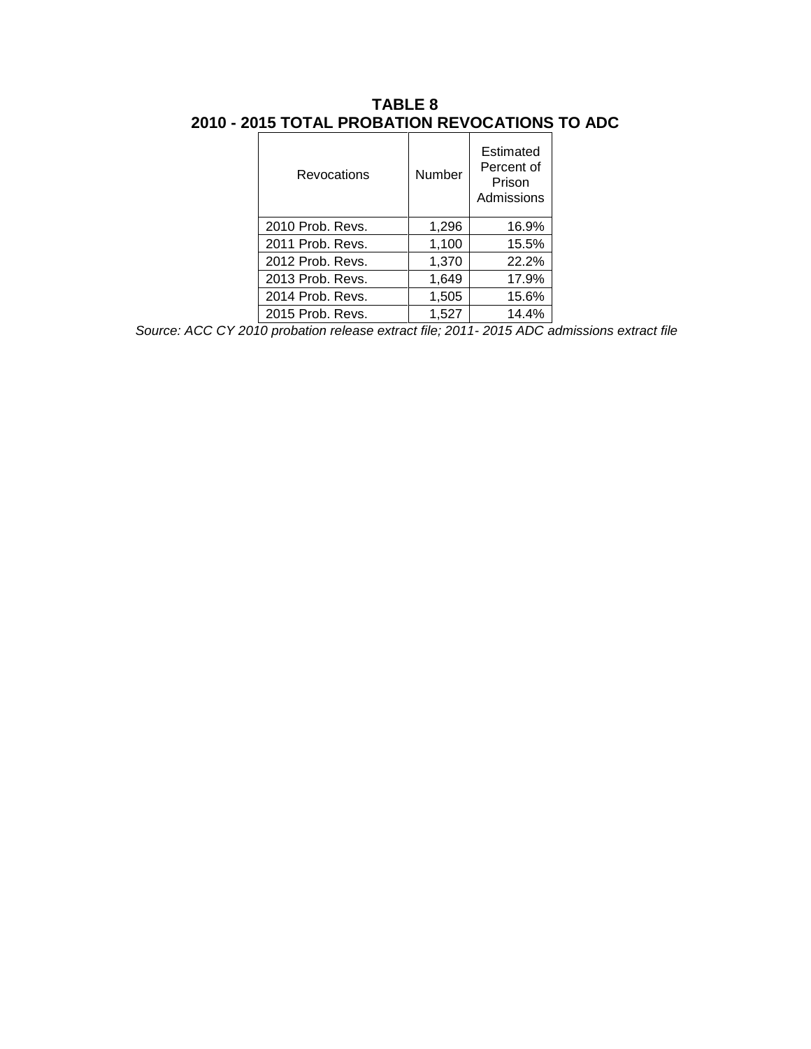**TABLE 8**
**2010 - 2015 TOTAL PROBATION REVOCATIONS TO ADC**

| Revocations | Number | Estimated Percent of Prison Admissions |
|---|---|---|
| 2010 Prob. Revs. | 1,296 | 16.9% |
| 2011 Prob. Revs. | 1,100 | 15.5% |
| 2012 Prob. Revs. | 1,370 | 22.2% |
| 2013 Prob. Revs. | 1,649 | 17.9% |
| 2014 Prob. Revs. | 1,505 | 15.6% |
| 2015 Prob. Revs. | 1,527 | 14.4% |

*Source: ACC CY 2010 probation release extract file; 2011- 2015 ADC admissions extract file*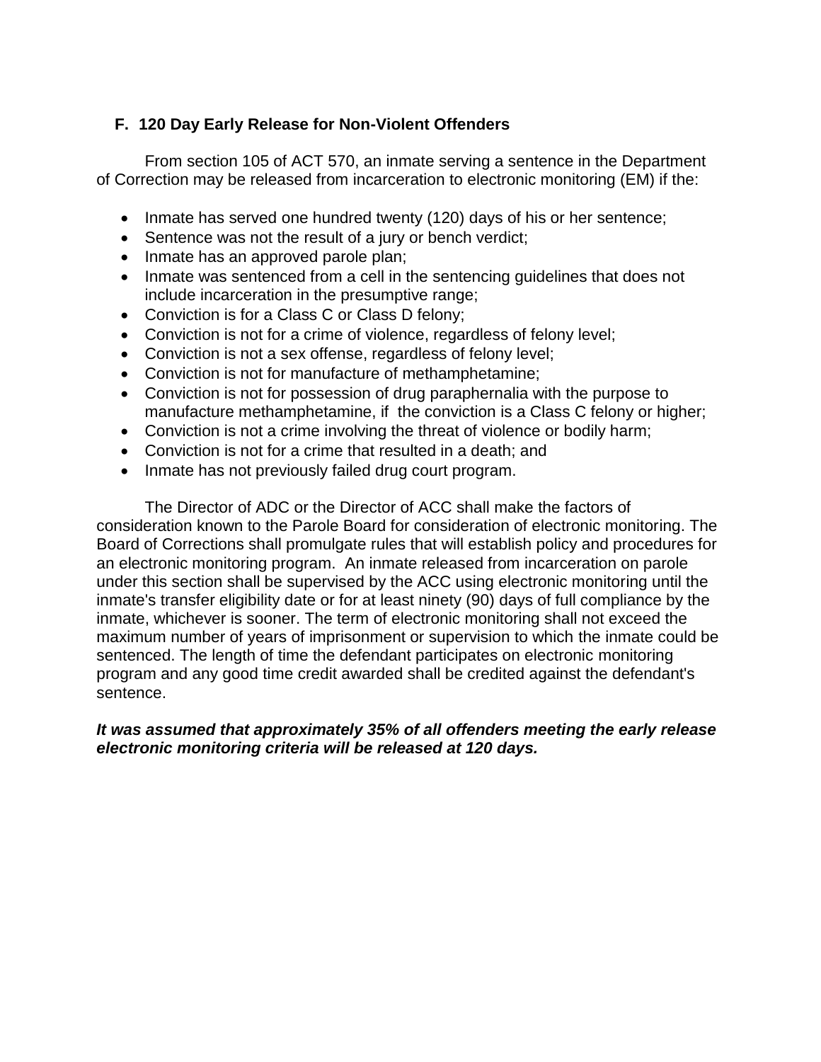## F. 120 Day Early Release for Non-Violent Offenders

From section 105 of ACT 570, an inmate serving a sentence in the Department of Correction may be released from incarceration to electronic monitoring (EM) if the:

- Inmate has served one hundred twenty (120) days of his or her sentence;
- Sentence was not the result of a jury or bench verdict;
- Inmate has an approved parole plan;
- Inmate was sentenced from a cell in the sentencing guidelines that does not include incarceration in the presumptive range;
- Conviction is for a Class C or Class D felony;
- Conviction is not for a crime of violence, regardless of felony level;
- Conviction is not a sex offense, regardless of felony level;
- Conviction is not for manufacture of methamphetamine;
- Conviction is not for possession of drug paraphernalia with the purpose to manufacture methamphetamine, if the conviction is a Class C felony or higher;
- Conviction is not a crime involving the threat of violence or bodily harm;
- Conviction is not for a crime that resulted in a death; and
- Inmate has not previously failed drug court program.

The Director of ADC or the Director of ACC shall make the factors of consideration known to the Parole Board for consideration of electronic monitoring. The Board of Corrections shall promulgate rules that will establish policy and procedures for an electronic monitoring program. An inmate released from incarceration on parole under this section shall be supervised by the ACC using electronic monitoring until the inmate's transfer eligibility date or for at least ninety (90) days of full compliance by the inmate, whichever is sooner. The term of electronic monitoring shall not exceed the maximum number of years of imprisonment or supervision to which the inmate could be sentenced. The length of time the defendant participates on electronic monitoring program and any good time credit awarded shall be credited against the defendant's sentence.

***It was assumed that approximately 35% of all offenders meeting the early release electronic monitoring criteria will be released at 120 days.***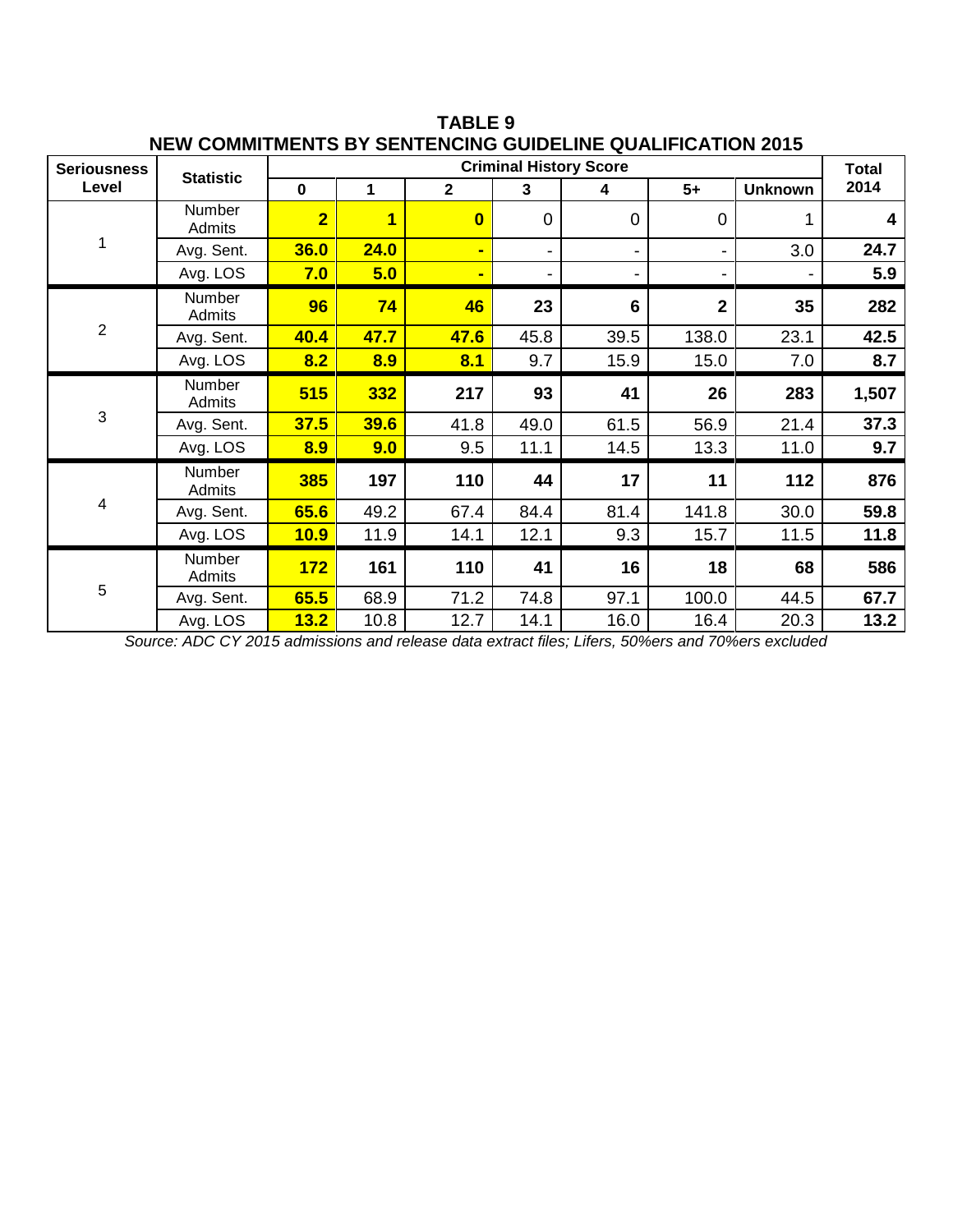**TABLE 9**
**NEW COMMITMENTS BY SENTENCING GUIDELINE QUALIFICATION 2015**

| Seriousness Level | Statistic | Criminal History Score | | | | | | | Total 2014 |
|---|---|---|---|---|---|---|---|---|---|
| | | 0 | 1 | 2 | 3 | 4 | 5+ | Unknown | |
| 1 | Number Admits | **2** | **1** | **0** | 0 | 0 | 0 | 1 | **4** |
| | Avg. Sent. | **36.0** | **24.0** | **-** | - | - | - | 3.0 | **24.7** |
| | Avg. LOS | **7.0** | **5.0** | **-** | - | - | - | - | **5.9** |
| 2 | Number Admits | **96** | **74** | **46** | **23** | **6** | **2** | **35** | **282** |
| | Avg. Sent. | **40.4** | **47.7** | **47.6** | 45.8 | 39.5 | 138.0 | 23.1 | **42.5** |
| | Avg. LOS | **8.2** | **8.9** | **8.1** | 9.7 | 15.9 | 15.0 | 7.0 | **8.7** |
| 3 | Number Admits | **515** | **332** | **217** | **93** | **41** | **26** | **283** | **1,507** |
| | Avg. Sent. | **37.5** | **39.6** | 41.8 | 49.0 | 61.5 | 56.9 | 21.4 | **37.3** |
| | Avg. LOS | **8.9** | **9.0** | 9.5 | 11.1 | 14.5 | 13.3 | 11.0 | **9.7** |
| 4 | Number Admits | **385** | **197** | **110** | **44** | **17** | **11** | **112** | **876** |
| | Avg. Sent. | **65.6** | 49.2 | 67.4 | 84.4 | 81.4 | 141.8 | 30.0 | **59.8** |
| | Avg. LOS | **10.9** | 11.9 | 14.1 | 12.1 | 9.3 | 15.7 | 11.5 | **11.8** |
| 5 | Number Admits | **172** | **161** | **110** | **41** | **16** | **18** | **68** | **586** |
| | Avg. Sent. | **65.5** | 68.9 | 71.2 | 74.8 | 97.1 | 100.0 | 44.5 | **67.7** |
| | Avg. LOS | **13.2** | 10.8 | 12.7 | 14.1 | 16.0 | 16.4 | 20.3 | **13.2** |

*Source: ADC CY 2015 admissions and release data extract files; Lifers, 50%ers and 70%ers excluded*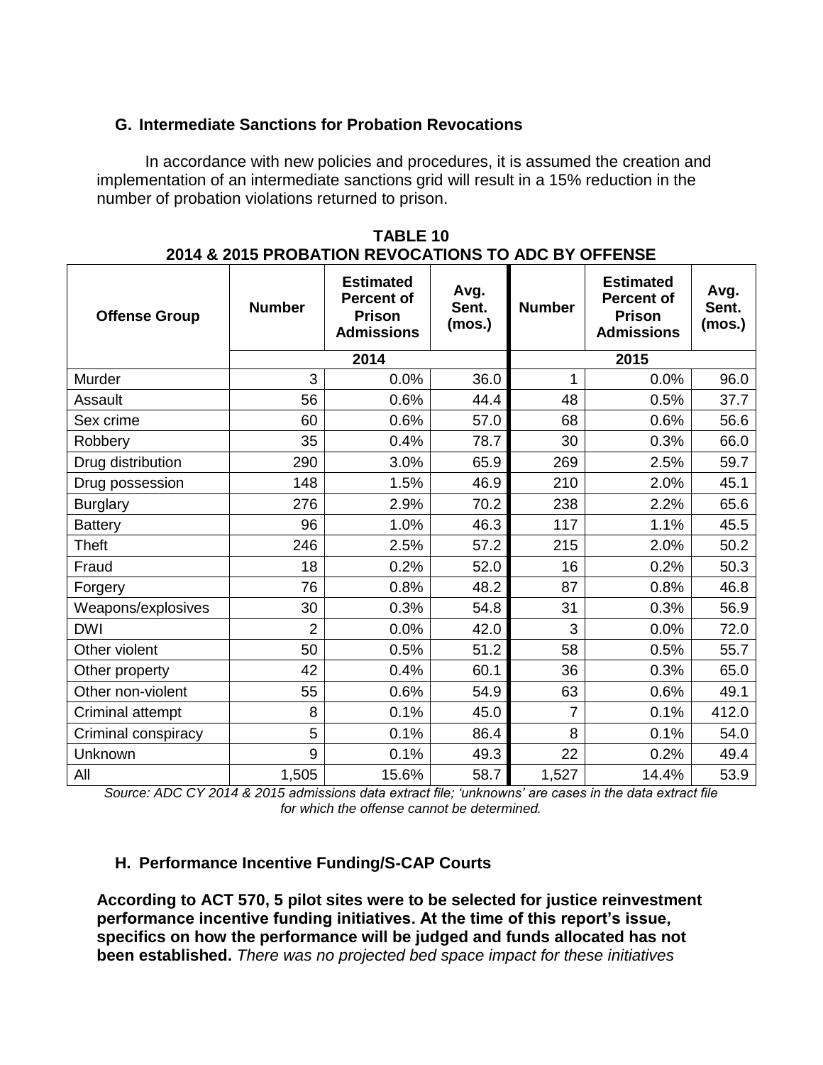### G. Intermediate Sanctions for Probation Revocations

In accordance with new policies and procedures, it is assumed the creation and implementation of an intermediate sanctions grid will result in a 15% reduction in the number of probation violations returned to prison.

**TABLE 10**
**2014 & 2015 PROBATION REVOCATIONS TO ADC BY OFFENSE**

| Offense Group | Number | Estimated Percent of Prison Admissions | Avg. Sent. (mos.) | Number | Estimated Percent of Prison Admissions | Avg. Sent. (mos.) |
|---|---|---|---|---|---|---|
| | 2014 | | | 2015 | | |
| Murder | 3 | 0.0% | 36.0 | 1 | 0.0% | 96.0 |
| Assault | 56 | 0.6% | 44.4 | 48 | 0.5% | 37.7 |
| Sex crime | 60 | 0.6% | 57.0 | 68 | 0.6% | 56.6 |
| Robbery | 35 | 0.4% | 78.7 | 30 | 0.3% | 66.0 |
| Drug distribution | 290 | 3.0% | 65.9 | 269 | 2.5% | 59.7 |
| Drug possession | 148 | 1.5% | 46.9 | 210 | 2.0% | 45.1 |
| Burglary | 276 | 2.9% | 70.2 | 238 | 2.2% | 65.6 |
| Battery | 96 | 1.0% | 46.3 | 117 | 1.1% | 45.5 |
| Theft | 246 | 2.5% | 57.2 | 215 | 2.0% | 50.2 |
| Fraud | 18 | 0.2% | 52.0 | 16 | 0.2% | 50.3 |
| Forgery | 76 | 0.8% | 48.2 | 87 | 0.8% | 46.8 |
| Weapons/explosives | 30 | 0.3% | 54.8 | 31 | 0.3% | 56.9 |
| DWI | 2 | 0.0% | 42.0 | 3 | 0.0% | 72.0 |
| Other violent | 50 | 0.5% | 51.2 | 58 | 0.5% | 55.7 |
| Other property | 42 | 0.4% | 60.1 | 36 | 0.3% | 65.0 |
| Other non-violent | 55 | 0.6% | 54.9 | 63 | 0.6% | 49.1 |
| Criminal attempt | 8 | 0.1% | 45.0 | 7 | 0.1% | 412.0 |
| Criminal conspiracy | 5 | 0.1% | 86.4 | 8 | 0.1% | 54.0 |
| Unknown | 9 | 0.1% | 49.3 | 22 | 0.2% | 49.4 |
| All | 1,505 | 15.6% | 58.7 | 1,527 | 14.4% | 53.9 |

*Source: ADC CY 2014 & 2015 admissions data extract file; 'unknowns' are cases in the data extract file for which the offense cannot be determined.*

### H. Performance Incentive Funding/S-CAP Courts

**According to ACT 570, 5 pilot sites were to be selected for justice reinvestment performance incentive funding initiatives. At the time of this report's issue, specifics on how the performance will be judged and funds allocated has not been established.** *There was no projected bed space impact for these initiatives*